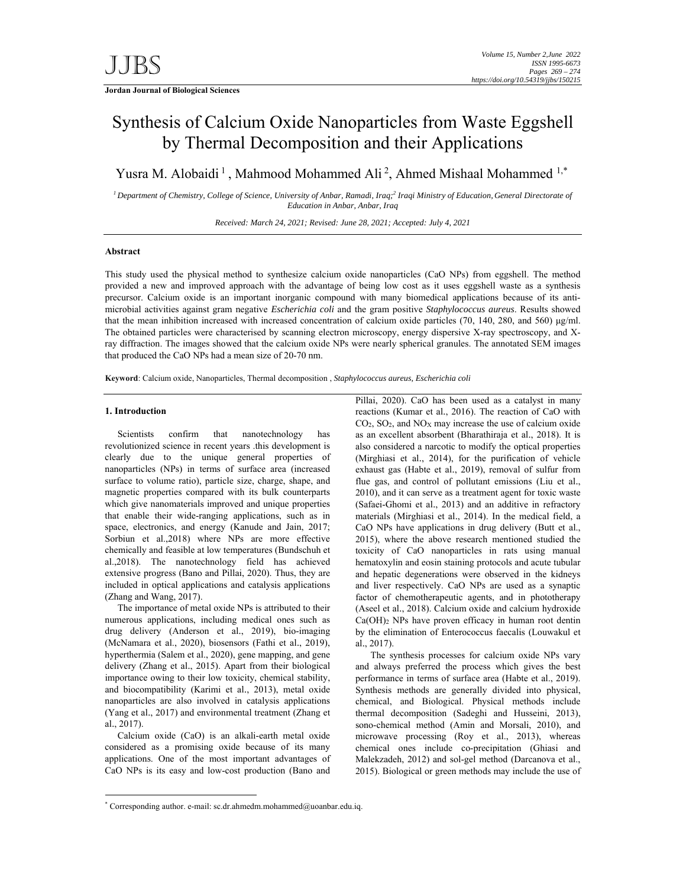# Synthesis of Calcium Oxide Nanoparticles from Waste Eggshell by Thermal Decomposition and their Applications

Yusra M. Alobaidi [1], Mahmood Mohammed Ali [2], Ahmed Mishaal Mohammed [1,*]

[1] *Department of Chemistry, College of Science, University of Anbar, Ramadi, Iraq;* [2] *Iraqi Ministry of Education, General Directorate of Education in Anbar, Anbar, Iraq*

*Received: March 24, 2021; Revised: June 28, 2021; Accepted: July 4, 2021*

### Abstract

This study used the physical method to synthesize calcium oxide nanoparticles (CaO NPs) from eggshell. The method provided a new and improved approach with the advantage of being low cost as it uses eggshell waste as a synthesis precursor. Calcium oxide is an important inorganic compound with many biomedical applications because of its anti-microbial activities against gram negative *Escherichia coli* and the gram positive *Staphylococcus aureus*. Results showed that the mean inhibition increased with increased concentration of calcium oxide particles (70, 140, 280, and 560) µg/ml. The obtained particles were characterised by scanning electron microscopy, energy dispersive X-ray spectroscopy, and X-ray diffraction. The images showed that the calcium oxide NPs were nearly spherical granules. The annotated SEM images that produced the CaO NPs had a mean size of 20-70 nm.

**Keyword**: Calcium oxide, Nanoparticles, Thermal decomposition , *Staphylococcus aureus, Escherichia coli*

## 1. Introduction

Scientists confirm that nanotechnology has revolutionized science in recent years .this development is clearly due to the unique general properties of nanoparticles (NPs) in terms of surface area (increased surface to volume ratio), particle size, charge, shape, and magnetic properties compared with its bulk counterparts which give nanomaterials improved and unique properties that enable their wide-ranging applications, such as in space, electronics, and energy (Kanude and Jain, 2017; Sorbiun et al.,2018) where NPs are more effective chemically and feasible at low temperatures (Bundschuh et al.,2018). The nanotechnology field has achieved extensive progress (Bano and Pillai, 2020). Thus, they are included in optical applications and catalysis applications (Zhang and Wang, 2017).

The importance of metal oxide NPs is attributed to their numerous applications, including medical ones such as drug delivery (Anderson et al., 2019), bio-imaging (McNamara et al., 2020), biosensors (Fathi et al., 2019), hyperthermia (Salem et al., 2020), gene mapping, and gene delivery (Zhang et al., 2015). Apart from their biological importance owing to their low toxicity, chemical stability, and biocompatibility (Karimi et al., 2013), metal oxide nanoparticles are also involved in catalysis applications (Yang et al., 2017) and environmental treatment (Zhang et al., 2017).

Calcium oxide (CaO) is an alkali-earth metal oxide considered as a promising oxide because of its many applications. One of the most important advantages of CaO NPs is its easy and low-cost production (Bano and Pillai, 2020). CaO has been used as a catalyst in many reactions (Kumar et al., 2016). The reaction of CaO with $CO_2$, $SO_2$, and $NO_X$ may increase the use of calcium oxide as an excellent absorbent (Bharathiraja et al., 2018). It is also considered a narcotic to modify the optical properties (Mirghiasi et al., 2014), for the purification of vehicle exhaust gas (Habte et al., 2019), removal of sulfur from flue gas, and control of pollutant emissions (Liu et al., 2010), and it can serve as a treatment agent for toxic waste (Safaei-Ghomi et al., 2013) and an additive in refractory materials (Mirghiasi et al., 2014). In the medical field, a CaO NPs have applications in drug delivery (Butt et al., 2015), where the above research mentioned studied the toxicity of CaO nanoparticles in rats using manual hematoxylin and eosin staining protocols and acute tubular and hepatic degenerations were observed in the kidneys and liver respectively. CaO NPs are used as a synaptic factor of chemotherapeutic agents, and in phototherapy (Aseel et al., 2018). Calcium oxide and calcium hydroxide $Ca(OH)_2$ NPs have proven efficacy in human root dentin by the elimination of Enterococcus faecalis (Louwakul et al., 2017).

The synthesis processes for calcium oxide NPs vary and always preferred the process which gives the best performance in terms of surface area (Habte et al., 2019). Synthesis methods are generally divided into physical, chemical, and Biological. Physical methods include thermal decomposition (Sadeghi and Husseini, 2013), sono-chemical method (Amin and Morsali, 2010), and microwave processing (Roy et al., 2013), whereas chemical ones include co-precipitation (Ghiasi and Malekzadeh, 2012) and sol-gel method (Darcanova et al., 2015). Biological or green methods may include the use of

[*] Corresponding author. e-mail: sc.dr.ahmedm.mohammed@uoanbar.edu.iq.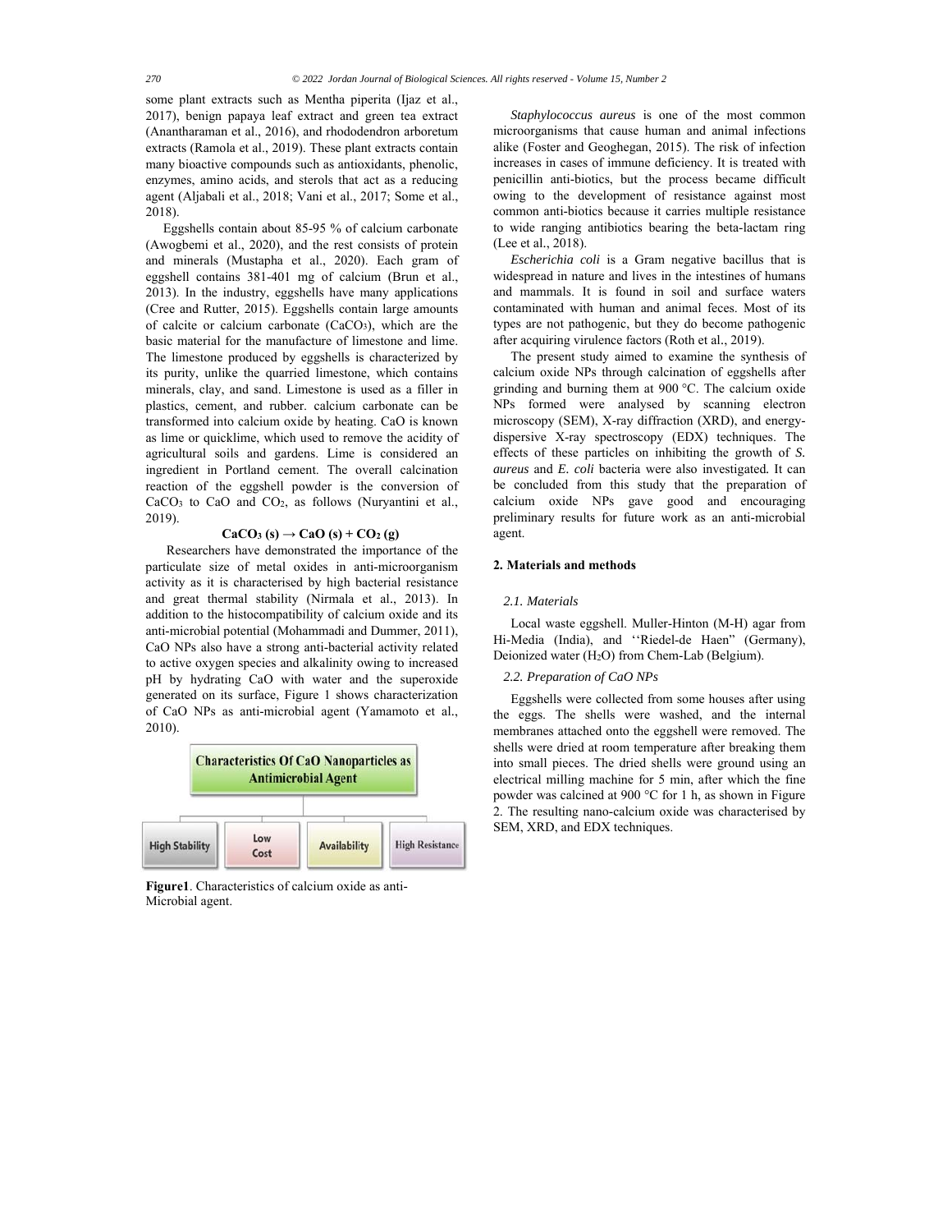some plant extracts such as Mentha piperita (Ijaz et al., 2017), benign papaya leaf extract and green tea extract (Anantharaman et al., 2016), and rhododendron arboretum extracts (Ramola et al., 2019). These plant extracts contain many bioactive compounds such as antioxidants, phenolic, enzymes, amino acids, and sterols that act as a reducing agent (Aljabali et al., 2018; Vani et al., 2017; Some et al., 2018).

Eggshells contain about 85-95 % of calcium carbonate (Awogbemi et al., 2020), and the rest consists of protein and minerals (Mustapha et al., 2020). Each gram of eggshell contains 381-401 mg of calcium (Brun et al., 2013). In the industry, eggshells have many applications (Cree and Rutter, 2015). Eggshells contain large amounts of calcite or calcium carbonate ($CaCO_3$), which are the basic material for the manufacture of limestone and lime. The limestone produced by eggshells is characterized by its purity, unlike the quarried limestone, which contains minerals, clay, and sand. Limestone is used as a filler in plastics, cement, and rubber. calcium carbonate can be transformed into calcium oxide by heating. CaO is known as lime or quicklime, which used to remove the acidity of agricultural soils and gardens. Lime is considered an ingredient in Portland cement. The overall calcination reaction of the eggshell powder is the conversion of $CaCO_3$ to CaO and $CO_2$, as follows (Nuryantini et al., 2019).

$$CaCO_3\,(s) \rightarrow CaO\,(s) + CO_2\,(g)$$

Researchers have demonstrated the importance of the particulate size of metal oxides in anti-microorganism activity as it is characterised by high bacterial resistance and great thermal stability (Nirmala et al., 2013). In addition to the histocompatibility of calcium oxide and its anti-microbial potential (Mohammadi and Dummer, 2011), CaO NPs also have a strong anti-bacterial activity related to active oxygen species and alkalinity owing to increased pH by hydrating CaO with water and the superoxide generated on its surface, Figure 1 shows characterization of CaO NPs as anti-microbial agent (Yamamoto et al., 2010).

**Characteristics Of CaO Nanoparticles as Antimicrobial Agent**

High Stability | Low Cost | Availability | High Resistance

**Figure1**. Characteristics of calcium oxide as anti-Microbial agent.

*Staphylococcus aureus* is one of the most common microorganisms that cause human and animal infections alike (Foster and Geoghegan, 2015). The risk of infection increases in cases of immune deficiency. It is treated with penicillin anti-biotics, but the process became difficult owing to the development of resistance against most common anti-biotics because it carries multiple resistance to wide ranging antibiotics bearing the beta-lactam ring (Lee et al., 2018).

*Escherichia coli* is a Gram negative bacillus that is widespread in nature and lives in the intestines of humans and mammals. It is found in soil and surface waters contaminated with human and animal feces. Most of its types are not pathogenic, but they do become pathogenic after acquiring virulence factors (Roth et al., 2019).

The present study aimed to examine the synthesis of calcium oxide NPs through calcination of eggshells after grinding and burning them at 900 °C. The calcium oxide NPs formed were analysed by scanning electron microscopy (SEM), X-ray diffraction (XRD), and energy-dispersive X-ray spectroscopy (EDX) techniques. The effects of these particles on inhibiting the growth of *S. aureus* and *E. coli* bacteria were also investigated. It can be concluded from this study that the preparation of calcium oxide NPs gave good and encouraging preliminary results for future work as an anti-microbial agent.

## 2. Materials and methods

### *2.1. Materials*

Local waste eggshell. Muller-Hinton (M-H) agar from Hi-Media (India), and ''Riedel-de Haen" (Germany), Deionized water ($H_2O$) from Chem-Lab (Belgium).

### *2.2. Preparation of CaO NPs*

Eggshells were collected from some houses after using the eggs. The shells were washed, and the internal membranes attached onto the eggshell were removed. The shells were dried at room temperature after breaking them into small pieces. The dried shells were ground using an electrical milling machine for 5 min, after which the fine powder was calcined at 900 °C for 1 h, as shown in Figure 2. The resulting nano-calcium oxide was characterised by SEM, XRD, and EDX techniques.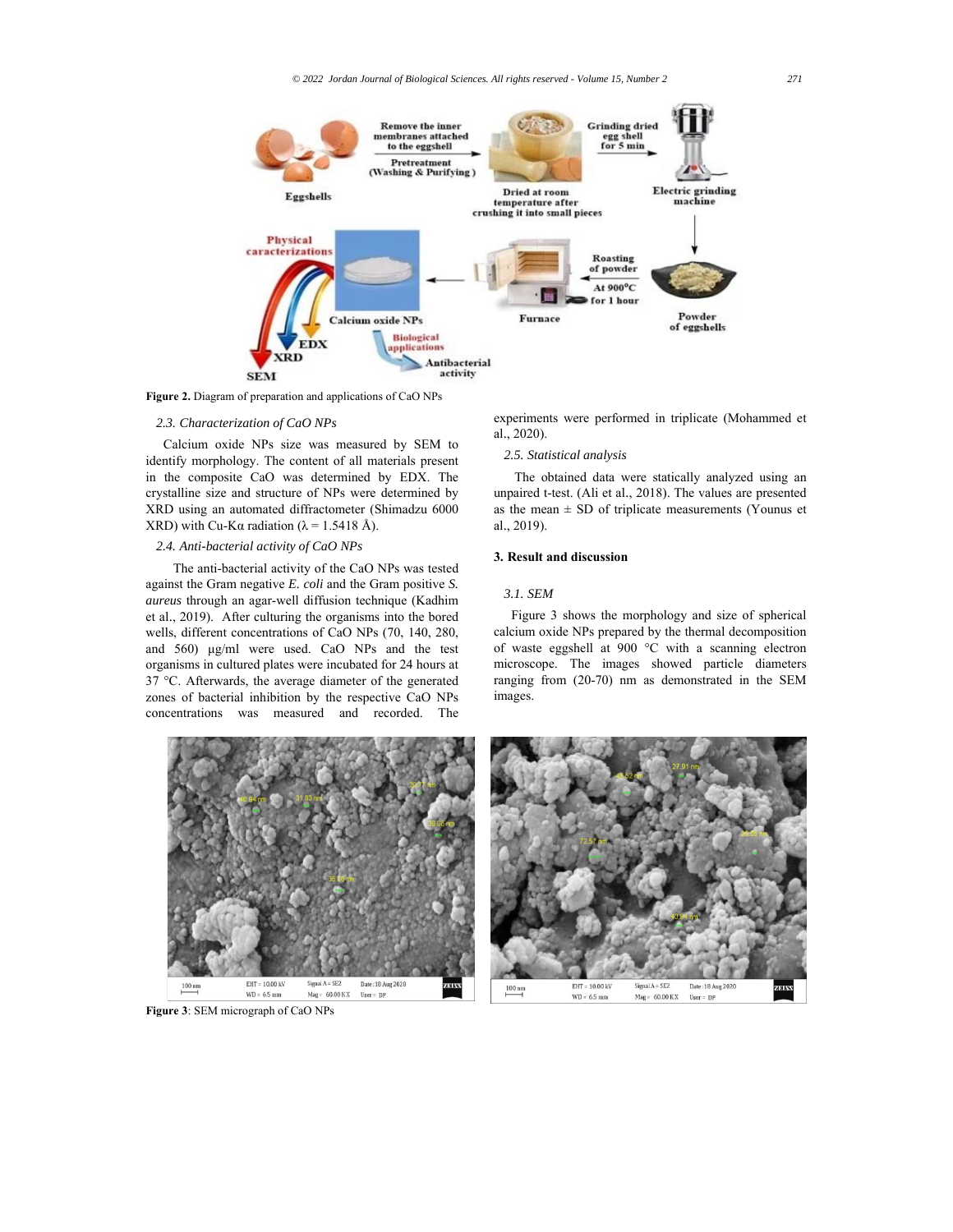Figure 2. Diagram of preparation and applications of CaO NPs

### 2.3. Characterization of CaO NPs

Calcium oxide NPs size was measured by SEM to identify morphology. The content of all materials present in the composite CaO was determined by EDX. The crystalline size and structure of NPs were determined by XRD using an automated diffractometer (Shimadzu 6000 XRD) with Cu-Kα radiation (λ = 1.5418 Å).

### 2.4. Anti-bacterial activity of CaO NPs

The anti-bacterial activity of the CaO NPs was tested against the Gram negative *E. coli* and the Gram positive *S. aureus* through an agar-well diffusion technique (Kadhim et al., 2019). After culturing the organisms into the bored wells, different concentrations of CaO NPs (70, 140, 280, and 560) μg/ml were used. CaO NPs and the test organisms in cultured plates were incubated for 24 hours at 37 °C. Afterwards, the average diameter of the generated zones of bacterial inhibition by the respective CaO NPs concentrations was measured and recorded. The experiments were performed in triplicate (Mohammed et al., 2020).

### 2.5. Statistical analysis

The obtained data were statically analyzed using an unpaired t-test. (Ali et al., 2018). The values are presented as the mean ± SD of triplicate measurements (Younus et al., 2019).

## 3. Result and discussion

### 3.1. SEM

Figure 3 shows the morphology and size of spherical calcium oxide NPs prepared by the thermal decomposition of waste eggshell at 900 °C with a scanning electron microscope. The images showed particle diameters ranging from (20-70) nm as demonstrated in the SEM images.

Figure 3: SEM micrograph of CaO NPs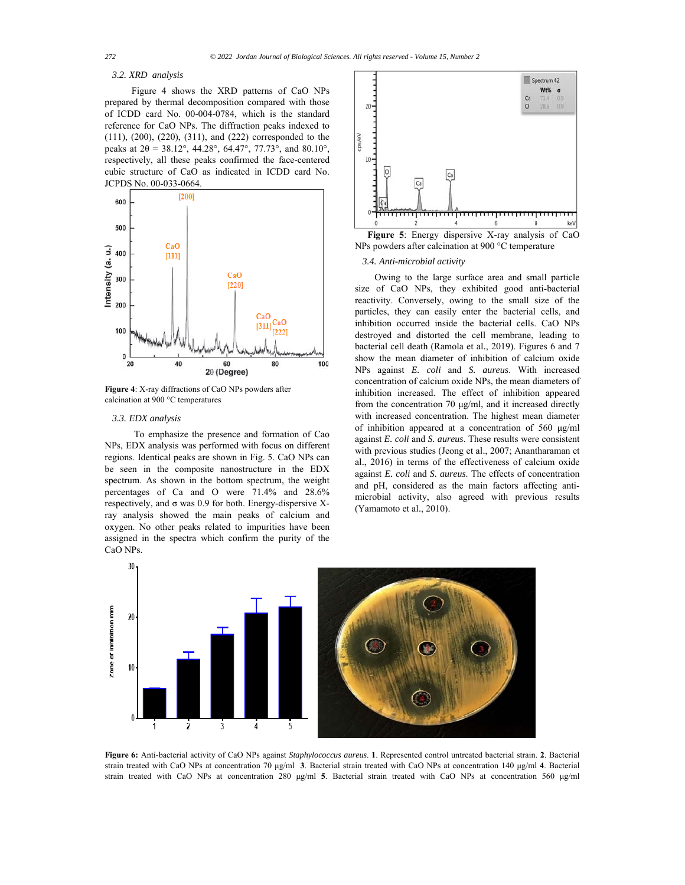### 3.2. XRD analysis

Figure 4 shows the XRD patterns of CaO NPs prepared by thermal decomposition compared with those of ICDD card No. 00-004-0784, which is the standard reference for CaO NPs. The diffraction peaks indexed to (111), (200), (220), (311), and (222) corresponded to the peaks at 2θ = 38.12°, 44.28°, 64.47°, 77.73°, and 80.10°, respectively, all these peaks confirmed the face-centered cubic structure of CaO as indicated in ICDD card No. JCPDS No. 00-033-0664.

**Figure 4**: X-ray diffractions of CaO NPs powders after calcination at 900 °C temperatures

### 3.3. EDX analysis

To emphasize the presence and formation of Cao NPs, EDX analysis was performed with focus on different regions. Identical peaks are shown in Fig. 5. CaO NPs can be seen in the composite nanostructure in the EDX spectrum. As shown in the bottom spectrum, the weight percentages of Ca and O were 71.4% and 28.6% respectively, and σ was 0.9 for both. Energy-dispersive X-ray analysis showed the main peaks of calcium and oxygen. No other peaks related to impurities have been assigned in the spectra which confirm the purity of the CaO NPs.

**Figure 5**: Energy dispersive X-ray analysis of CaO NPs powders after calcination at 900 °C temperature

### 3.4. Anti-microbial activity

Owing to the large surface area and small particle size of CaO NPs, they exhibited good anti-bacterial reactivity. Conversely, owing to the small size of the particles, they can easily enter the bacterial cells, and inhibition occurred inside the bacterial cells. CaO NPs destroyed and distorted the cell membrane, leading to bacterial cell death (Ramola et al., 2019). Figures 6 and 7 show the mean diameter of inhibition of calcium oxide NPs against *E. coli* and *S. aureus*. With increased concentration of calcium oxide NPs, the mean diameters of inhibition increased. The effect of inhibition appeared from the concentration 70 µg/ml, and it increased directly with increased concentration. The highest mean diameter of inhibition appeared at a concentration of 560 µg/ml against *E. coli* and *S. aureus*. These results were consistent with previous studies (Jeong et al., 2007; Anantharaman et al., 2016) in terms of the effectiveness of calcium oxide against *E. coli* and *S. aureus*. The effects of concentration and pH, considered as the main factors affecting anti-microbial activity, also agreed with previous results (Yamamoto et al., 2010).

**Figure 6:** Anti-bacterial activity of CaO NPs against *Staphylococcus aureus*. **1**. Represented control untreated bacterial strain. **2**. Bacterial strain treated with CaO NPs at concentration 70 µg/ml **3**. Bacterial strain treated with CaO NPs at concentration 140 µg/ml **4**. Bacterial strain treated with CaO NPs at concentration 280 µg/ml **5**. Bacterial strain treated with CaO NPs at concentration 560 µg/ml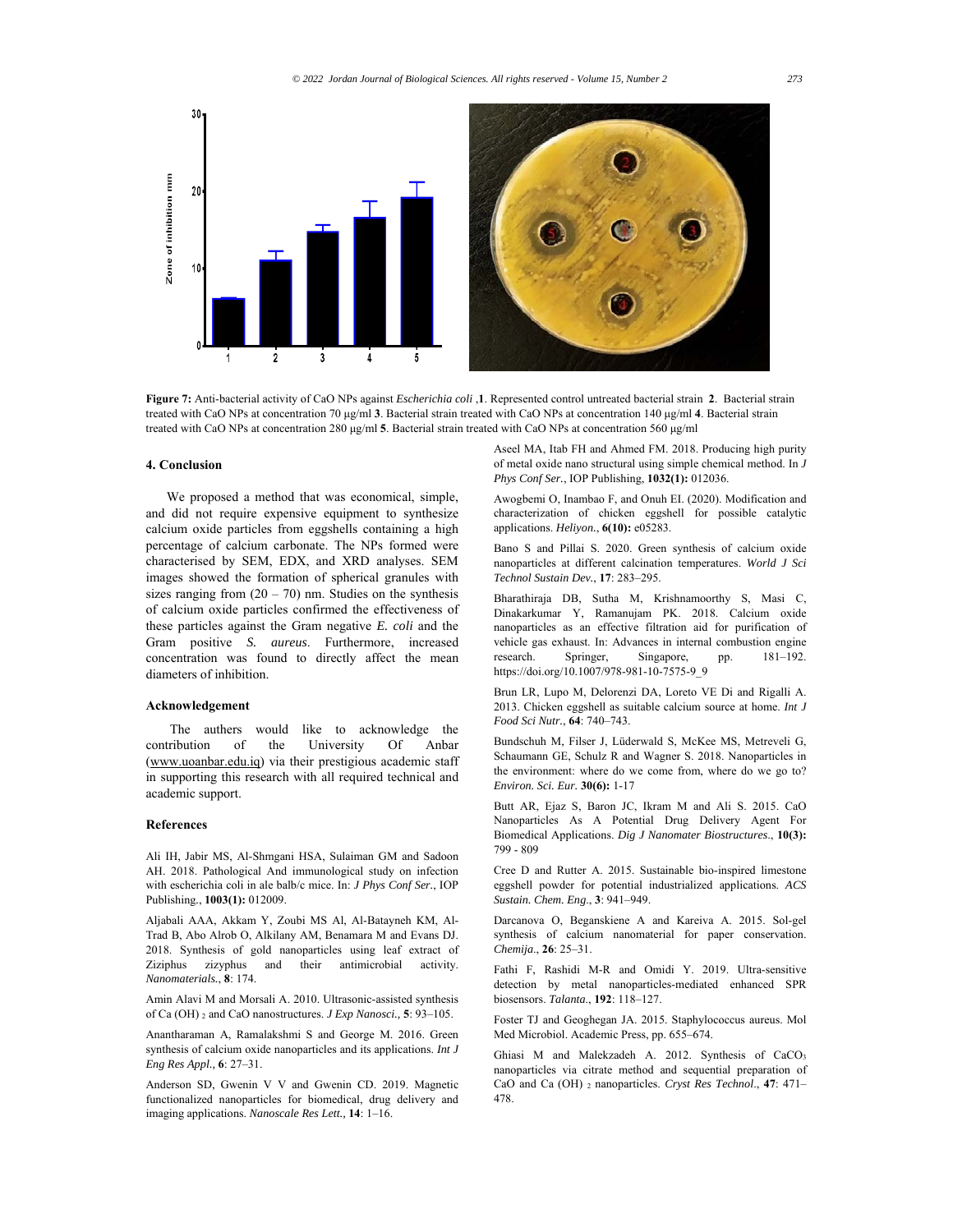**Figure 7:** Anti-bacterial activity of CaO NPs against *Escherichia coli* ,**1**. Represented control untreated bacterial strain **2**. Bacterial strain treated with CaO NPs at concentration 70 μg/ml **3**. Bacterial strain treated with CaO NPs at concentration 140 μg/ml **4**. Bacterial strain treated with CaO NPs at concentration 280 μg/ml **5**. Bacterial strain treated with CaO NPs at concentration 560 μg/ml

### 4. Conclusion

We proposed a method that was economical, simple, and did not require expensive equipment to synthesize calcium oxide particles from eggshells containing a high percentage of calcium carbonate. The NPs formed were characterised by SEM, EDX, and XRD analyses. SEM images showed the formation of spherical granules with sizes ranging from (20 – 70) nm. Studies on the synthesis of calcium oxide particles confirmed the effectiveness of these particles against the Gram negative *E. coli* and the Gram positive *S. aureus*. Furthermore, increased concentration was found to directly affect the mean diameters of inhibition.

### Acknowledgement

The authors would like to acknowledge the contribution of the University Of Anbar (www.uoanbar.edu.iq) via their prestigious academic staff in supporting this research with all required technical and academic support.

### References

Ali IH, Jabir MS, Al-Shmgani HSA, Sulaiman GM and Sadoon AH. 2018. Pathological And immunological study on infection with escherichia coli in ale balb/c mice. In: *J Phys Conf Ser.*, IOP Publishing., **1003(1):** 012009.

Aljabali AAA, Akkam Y, Zoubi MS Al, Al-Batayneh KM, Al-Trad B, Abo Alrob O, Alkilany AM, Benamara M and Evans DJ. 2018. Synthesis of gold nanoparticles using leaf extract of Ziziphus zizyphus and their antimicrobial activity. *Nanomaterials.*, **8**: 174.

Amin Alavi M and Morsali A. 2010. Ultrasonic-assisted synthesis of Ca (OH) $_2$ and CaO nanostructures. *J Exp Nanosci.,* **5**: 93–105.

Anantharaman A, Ramalakshmi S and George M. 2016. Green synthesis of calcium oxide nanoparticles and its applications. *Int J Eng Res Appl.,* **6**: 27–31.

Anderson SD, Gwenin V V and Gwenin CD. 2019. Magnetic functionalized nanoparticles for biomedical, drug delivery and imaging applications. *Nanoscale Res Lett.,* **14**: 1–16.

Aseel MA, Itab FH and Ahmed FM. 2018. Producing high purity of metal oxide nano structural using simple chemical method. In *J Phys Conf Ser.*, IOP Publishing, **1032(1):** 012036.

Awogbemi O, Inambao F, and Onuh EI. (2020). Modification and characterization of chicken eggshell for possible catalytic applications. *Heliyon.*, **6(10):** e05283.

Bano S and Pillai S. 2020. Green synthesis of calcium oxide nanoparticles at different calcination temperatures. *World J Sci Technol Sustain Dev.*, **17**: 283–295.

Bharathiraja DB, Sutha M, Krishnamoorthy S, Masi C, Dinakarkumar Y, Ramanujam PK. 2018. Calcium oxide nanoparticles as an effective filtration aid for purification of vehicle gas exhaust. In: Advances in internal combustion engine research. Springer, Singapore, pp. 181–192. https://doi.org/10.1007/978-981-10-7575-9_9

Brun LR, Lupo M, Delorenzi DA, Loreto VE Di and Rigalli A. 2013. Chicken eggshell as suitable calcium source at home. *Int J Food Sci Nutr.*, **64**: 740–743.

Bundschuh M, Filser J, Lüderwald S, McKee MS, Metreveli G, Schaumann GE, Schulz R and Wagner S. 2018. Nanoparticles in the environment: where do we come from, where do we go to? *Environ. Sci. Eur.* **30(6):** 1-17

Butt AR, Ejaz S, Baron JC, Ikram M and Ali S. 2015. CaO Nanoparticles As A Potential Drug Delivery Agent For Biomedical Applications. *Dig J Nanomater Biostructures.*, **10(3):** 799 - 809

Cree D and Rutter A. 2015. Sustainable bio-inspired limestone eggshell powder for potential industrialized applications. *ACS Sustain. Chem. Eng.*, **3**: 941–949.

Darcanova O, Beganskiene A and Kareiva A. 2015. Sol-gel synthesis of calcium nanomaterial for paper conservation. *Chemija.*, **26**: 25–31.

Fathi F, Rashidi M-R and Omidi Y. 2019. Ultra-sensitive detection by metal nanoparticles-mediated enhanced SPR biosensors. *Talanta.*, **192**: 118–127.

Foster TJ and Geoghegan JA. 2015. Staphylococcus aureus. Mol Med Microbiol. Academic Press, pp. 655–674.

Ghiasi M and Malekzadeh A. 2012. Synthesis of $CaCO_3$ nanoparticles via citrate method and sequential preparation of CaO and Ca (OH) $_2$ nanoparticles. *Cryst Res Technol.*, **47**: 471–478.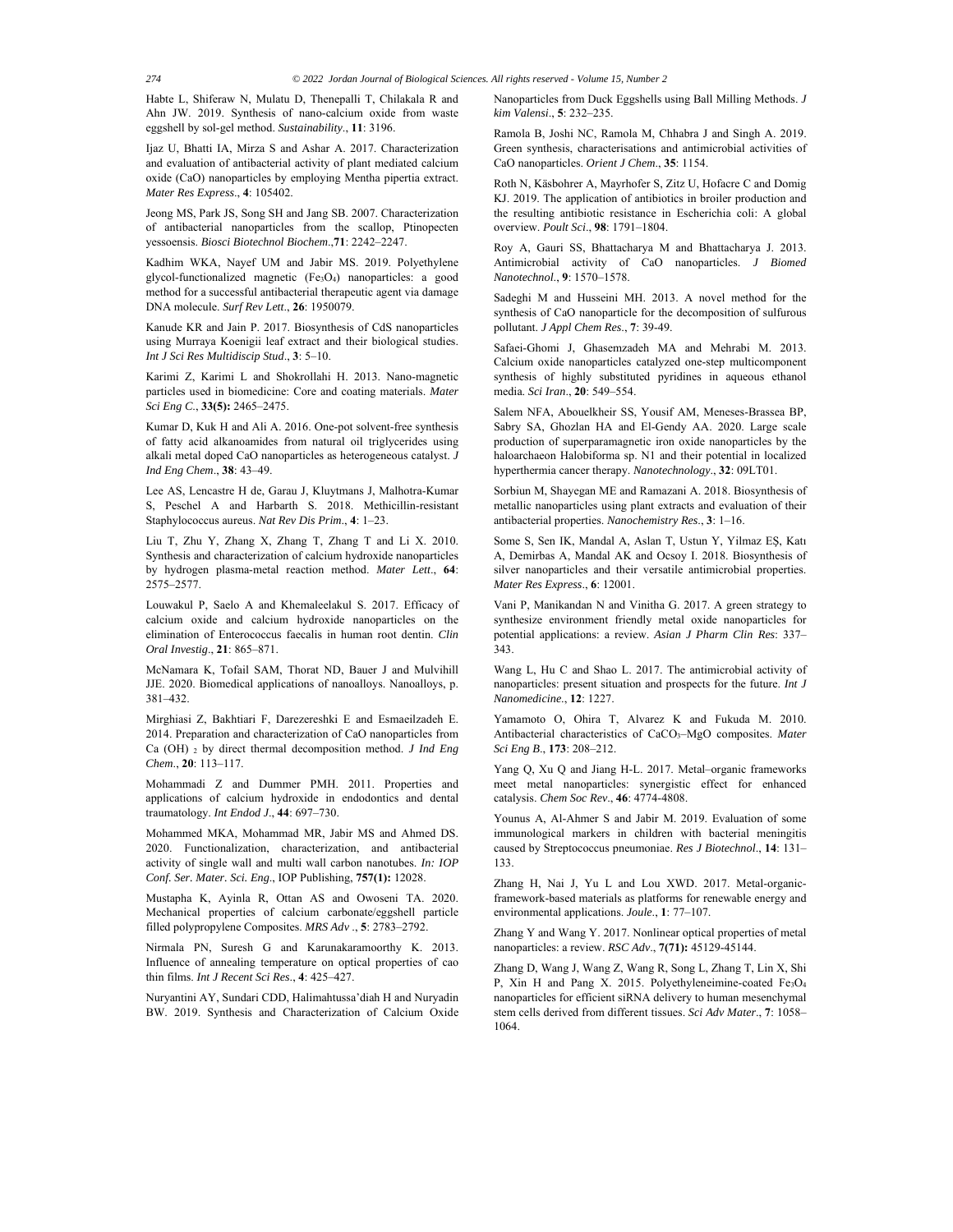Habte L, Shiferaw N, Mulatu D, Thenepalli T, Chilakala R and Ahn JW. 2019. Synthesis of nano-calcium oxide from waste eggshell by sol-gel method. *Sustainability*., **11**: 3196.

Ijaz U, Bhatti IA, Mirza S and Ashar A. 2017. Characterization and evaluation of antibacterial activity of plant mediated calcium oxide (CaO) nanoparticles by employing Mentha pipertia extract. *Mater Res Express*., **4**: 105402.

Jeong MS, Park JS, Song SH and Jang SB. 2007. Characterization of antibacterial nanoparticles from the scallop, Ptinopecten yessoensis. *Biosci Biotechnol Biochem*.,**71**: 2242–2247.

Kadhim WKA, Nayef UM and Jabir MS. 2019. Polyethylene glycol-functionalized magnetic ($Fe_3O_4$) nanoparticles: a good method for a successful antibacterial therapeutic agent via damage DNA molecule. *Surf Rev Lett*., **26**: 1950079.

Kanude KR and Jain P. 2017. Biosynthesis of CdS nanoparticles using Murraya Koenigii leaf extract and their biological studies. *Int J Sci Res Multidiscip Stud*., **3**: 5–10.

Karimi Z, Karimi L and Shokrollahi H. 2013. Nano-magnetic particles used in biomedicine: Core and coating materials. *Mater Sci Eng C*., **33(5):** 2465–2475.

Kumar D, Kuk H and Ali A. 2016. One-pot solvent-free synthesis of fatty acid alkanoamides from natural oil triglycerides using alkali metal doped CaO nanoparticles as heterogeneous catalyst. *J Ind Eng Chem*., **38**: 43–49.

Lee AS, Lencastre H de, Garau J, Kluytmans J, Malhotra-Kumar S, Peschel A and Harbarth S. 2018. Methicillin-resistant Staphylococcus aureus. *Nat Rev Dis Prim*., **4**: 1–23.

Liu T, Zhu Y, Zhang X, Zhang T, Zhang T and Li X. 2010. Synthesis and characterization of calcium hydroxide nanoparticles by hydrogen plasma-metal reaction method. *Mater Lett*., **64**: 2575–2577.

Louwakul P, Saelo A and Khemaleelakul S. 2017. Efficacy of calcium oxide and calcium hydroxide nanoparticles on the elimination of Enterococcus faecalis in human root dentin. *Clin Oral Investig*., **21**: 865–871.

McNamara K, Tofail SAM, Thorat ND, Bauer J and Mulvihill JJE. 2020. Biomedical applications of nanoalloys. Nanoalloys, p. 381–432.

Mirghiasi Z, Bakhtiari F, Darezereshki E and Esmaeilzadeh E. 2014. Preparation and characterization of CaO nanoparticles from Ca $(OH)_2$ by direct thermal decomposition method. *J Ind Eng Chem*., **20**: 113–117.

Mohammadi Z and Dummer PMH. 2011. Properties and applications of calcium hydroxide in endodontics and dental traumatology. *Int Endod J*., **44**: 697–730.

Mohammed MKA, Mohammad MR, Jabir MS and Ahmed DS. 2020. Functionalization, characterization, and antibacterial activity of single wall and multi wall carbon nanotubes. *In: IOP Conf. Ser. Mater. Sci. Eng*., IOP Publishing, **757(1):** 12028.

Mustapha K, Ayinla R, Ottan AS and Owoseni TA. 2020. Mechanical properties of calcium carbonate/eggshell particle filled polypropylene Composites. *MRS Adv* ., **5**: 2783–2792.

Nirmala PN, Suresh G and Karunakaramoorthy K. 2013. Influence of annealing temperature on optical properties of cao thin films. *Int J Recent Sci Res*., **4**: 425–427.

Nuryantini AY, Sundari CDD, Halimahtussa'diah H and Nuryadin BW. 2019. Synthesis and Characterization of Calcium Oxide Nanoparticles from Duck Eggshells using Ball Milling Methods. *J kim Valensi*., **5**: 232–235.

Ramola B, Joshi NC, Ramola M, Chhabra J and Singh A. 2019. Green synthesis, characterisations and antimicrobial activities of CaO nanoparticles. *Orient J Chem*., **35**: 1154.

Roth N, Käsbohrer A, Mayrhofer S, Zitz U, Hofacre C and Domig KJ. 2019. The application of antibiotics in broiler production and the resulting antibiotic resistance in Escherichia coli: A global overview. *Poult Sci*., **98**: 1791–1804.

Roy A, Gauri SS, Bhattacharya M and Bhattacharya J. 2013. Antimicrobial activity of CaO nanoparticles. *J Biomed Nanotechnol*., **9**: 1570–1578.

Sadeghi M and Husseini MH. 2013. A novel method for the synthesis of CaO nanoparticle for the decomposition of sulfurous pollutant. *J Appl Chem Res*., **7**: 39-49.

Safaei-Ghomi J, Ghasemzadeh MA and Mehrabi M. 2013. Calcium oxide nanoparticles catalyzed one-step multicomponent synthesis of highly substituted pyridines in aqueous ethanol media. *Sci Iran*., **20**: 549–554.

Salem NFA, Abouelkheir SS, Yousif AM, Meneses-Brassea BP, Sabry SA, Ghozlan HA and El-Gendy AA. 2020. Large scale production of superparamagnetic iron oxide nanoparticles by the haloarchaeon Halobiforma sp. N1 and their potential in localized hyperthermia cancer therapy. *Nanotechnology*., **32**: 09LT01.

Sorbiun M, Shayegan ME and Ramazani A. 2018. Biosynthesis of metallic nanoparticles using plant extracts and evaluation of their antibacterial properties. *Nanochemistry Res*., **3**: 1–16.

Some S, Sen IK, Mandal A, Aslan T, Ustun Y, Yilmaz EŞ, Katı A, Demirbas A, Mandal AK and Ocsoy I. 2018. Biosynthesis of silver nanoparticles and their versatile antimicrobial properties. *Mater Res Express*., **6**: 12001.

Vani P, Manikandan N and Vinitha G. 2017. A green strategy to synthesize environment friendly metal oxide nanoparticles for potential applications: a review. *Asian J Pharm Clin Res*: 337–343.

Wang L, Hu C and Shao L. 2017. The antimicrobial activity of nanoparticles: present situation and prospects for the future. *Int J Nanomedicine*., **12**: 1227.

Yamamoto O, Ohira T, Alvarez K and Fukuda M. 2010. Antibacterial characteristics of $CaCO_3$–MgO composites. *Mater Sci Eng B*., **173**: 208–212.

Yang Q, Xu Q and Jiang H-L. 2017. Metal–organic frameworks meet metal nanoparticles: synergistic effect for enhanced catalysis. *Chem Soc Rev*., **46**: 4774-4808.

Younus A, Al-Ahmer S and Jabir M. 2019. Evaluation of some immunological markers in children with bacterial meningitis caused by Streptococcus pneumoniae. *Res J Biotechnol*., **14**: 131–133.

Zhang H, Nai J, Yu L and Lou XWD. 2017. Metal-organic-framework-based materials as platforms for renewable energy and environmental applications. *Joule*., **1**: 77–107.

Zhang Y and Wang Y. 2017. Nonlinear optical properties of metal nanoparticles: a review. *RSC Adv*., **7(71):** 45129-45144.

Zhang D, Wang J, Wang Z, Wang R, Song L, Zhang T, Lin X, Shi P, Xin H and Pang X. 2015. Polyethyleneimine-coated $Fe_3O_4$ nanoparticles for efficient siRNA delivery to human mesenchymal stem cells derived from different tissues. *Sci Adv Mater*., **7**: 1058–1064.